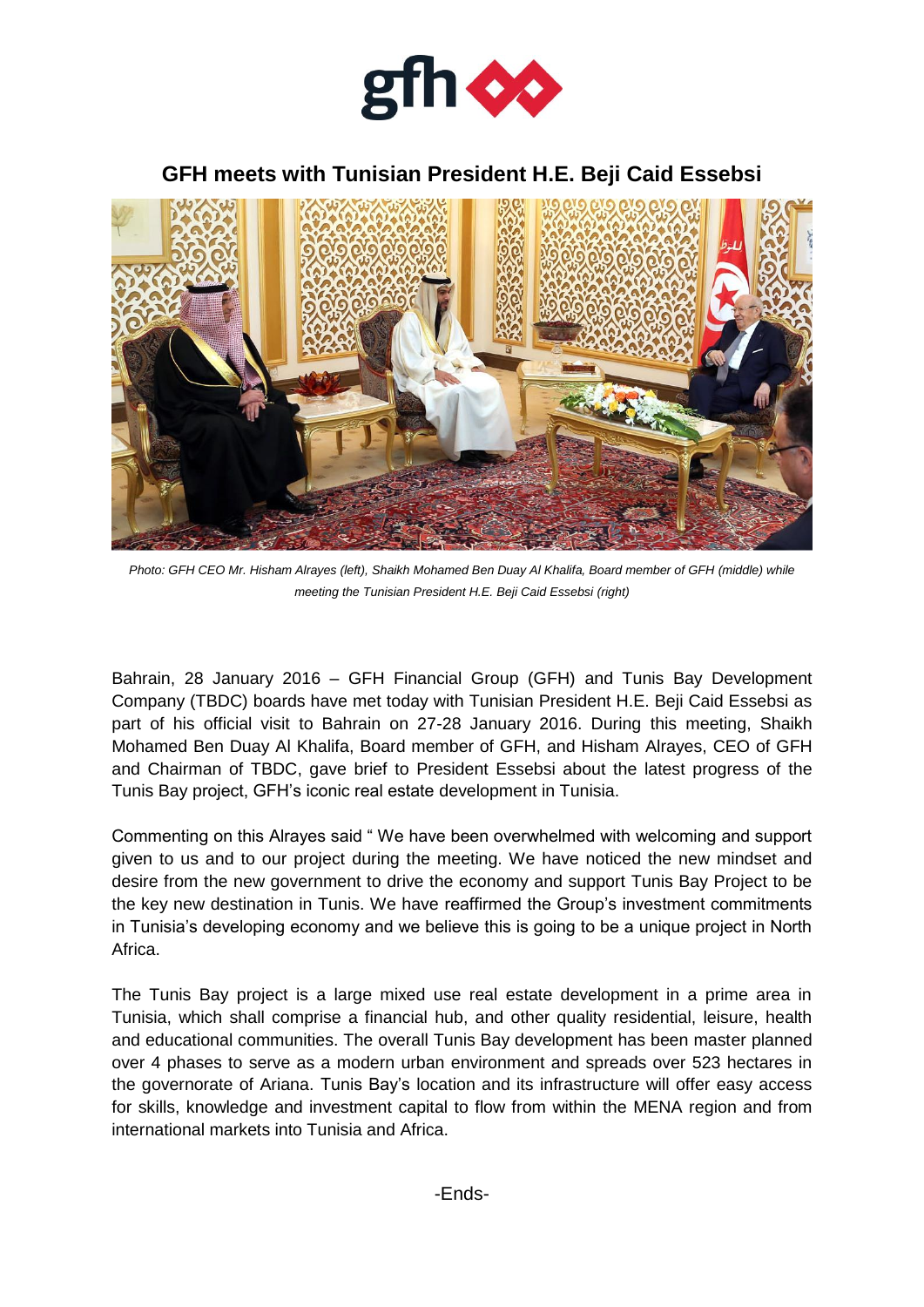# GFH meets with Tunisian President H.E. Beji Caid Essebsi

*Photo: GFH CEO Mr. Hisham Alrayes (left), Shaikh Mohamed Ben Duay Al Khalifa, Board member of GFH (middle) while meeting the Tunisian President H.E. Beji Caid Essebsi (right)*

Bahrain, 28 January 2016 – GFH Financial Group (GFH) and Tunis Bay Development Company (TBDC) boards have met today with Tunisian President H.E. Beji Caid Essebsi as part of his official visit to Bahrain on 27-28 January 2016. During this meeting, Shaikh Mohamed Ben Duay Al Khalifa, Board member of GFH, and Hisham Alrayes, CEO of GFH and Chairman of TBDC, gave brief to President Essebsi about the latest progress of the Tunis Bay project, GFH's iconic real estate development in Tunisia.

Commenting on this Alrayes said " We have been overwhelmed with welcoming and support given to us and to our project during the meeting. We have noticed the new mindset and desire from the new government to drive the economy and support Tunis Bay Project to be the key new destination in Tunis. We have reaffirmed the Group's investment commitments in Tunisia's developing economy and we believe this is going to be a unique project in North Africa.

The Tunis Bay project is a large mixed use real estate development in a prime area in Tunisia, which shall comprise a financial hub, and other quality residential, leisure, health and educational communities. The overall Tunis Bay development has been master planned over 4 phases to serve as a modern urban environment and spreads over 523 hectares in the governorate of Ariana. Tunis Bay's location and its infrastructure will offer easy access for skills, knowledge and investment capital to flow from within the MENA region and from international markets into Tunisia and Africa.

-Ends-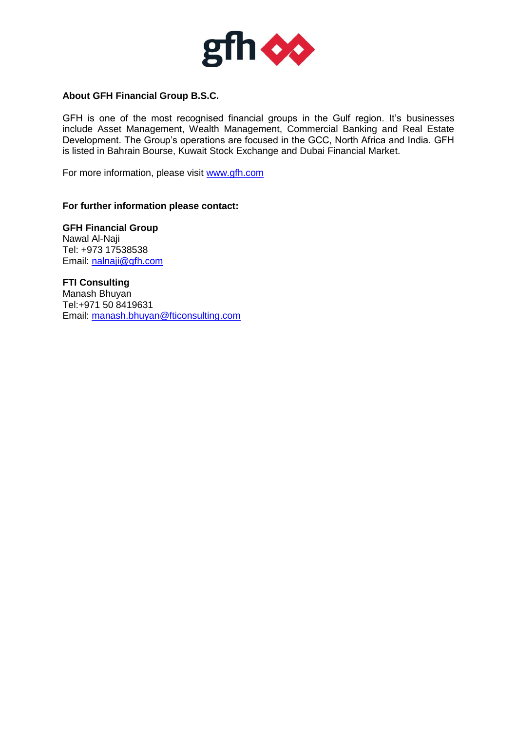**About GFH Financial Group B.S.C.**

GFH is one of the most recognised financial groups in the Gulf region. It's businesses include Asset Management, Wealth Management, Commercial Banking and Real Estate Development. The Group's operations are focused in the GCC, North Africa and India. GFH is listed in Bahrain Bourse, Kuwait Stock Exchange and Dubai Financial Market.

For more information, please visit www.gfh.com

**For further information please contact:**

**GFH Financial Group**
Nawal Al-Naji
Tel: +973 17538538
Email: nalnaji@gfh.com

**FTI Consulting**
Manash Bhuyan
Tel:+971 50 8419631
Email: manash.bhuyan@fticonsulting.com